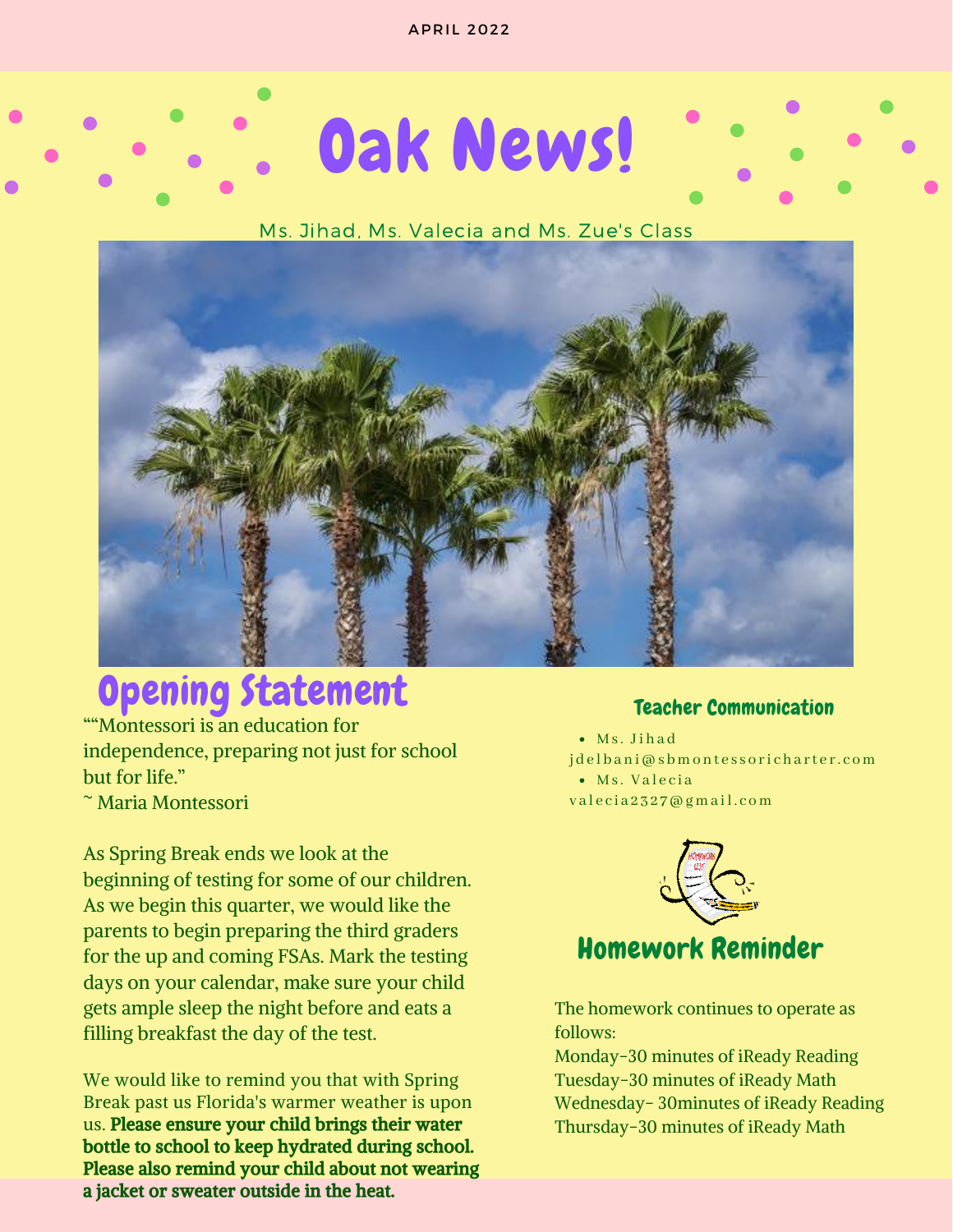APRIL 2022

# Oak News!

Ms. Jihad, Ms. Valecia and Ms. Zue's Class

## Opening Statement

""Montessori is an education for independence, preparing not just for school but for life."
~ Maria Montessori

As Spring Break ends we look at the beginning of testing for some of our children. As we begin this quarter, we would like the parents to begin preparing the third graders for the up and coming FSAs. Mark the testing days on your calendar, make sure your child gets ample sleep the night before and eats a filling breakfast the day of the test.

We would like to remind you that with Spring Break past us Florida's warmer weather is upon us. **Please ensure your child brings their water bottle to school to keep hydrated during school. Please also remind your child about not wearing a jacket or sweater outside in the heat.**

### Teacher Communication

- Ms. Jihad jdelbani@sbmontessoricharter.com
- Ms. Valecia valecia2327@gmail.com

### Homework Reminder

The homework continues to operate as follows:
Monday-30 minutes of iReady Reading
Tuesday-30 minutes of iReady Math
Wednesday- 30minutes of iReady Reading
Thursday-30 minutes of iReady Math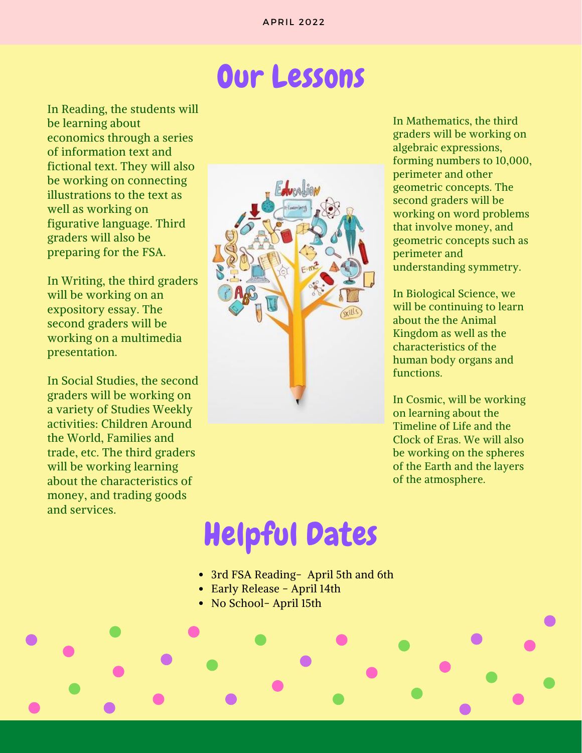APRIL 2022

# Our Lessons

In Reading, the students will be learning about economics through a series of information text and fictional text. They will also be working on connecting illustrations to the text as well as working on figurative language. Third graders will also be preparing for the FSA.

In Writing, the third graders will be working on an expository essay. The second graders will be working on a multimedia presentation.

In Social Studies, the second graders will be working on a variety of Studies Weekly activities: Children Around the World, Families and trade, etc. The third graders will be working learning about the characteristics of money, and trading goods and services.

In Mathematics, the third graders will be working on algebraic expressions, forming numbers to 10,000, perimeter and other geometric concepts. The second graders will be working on word problems that involve money, and geometric concepts such as perimeter and understanding symmetry.

In Biological Science, we will be continuing to learn about the the Animal Kingdom as well as the characteristics of the human body organs and functions.

In Cosmic, will be working on learning about the Timeline of Life and the Clock of Eras. We will also be working on the spheres of the Earth and the layers of the atmosphere.

# Helpful Dates

- 3rd FSA Reading- April 5th and 6th
- Early Release - April 14th
- No School- April 15th